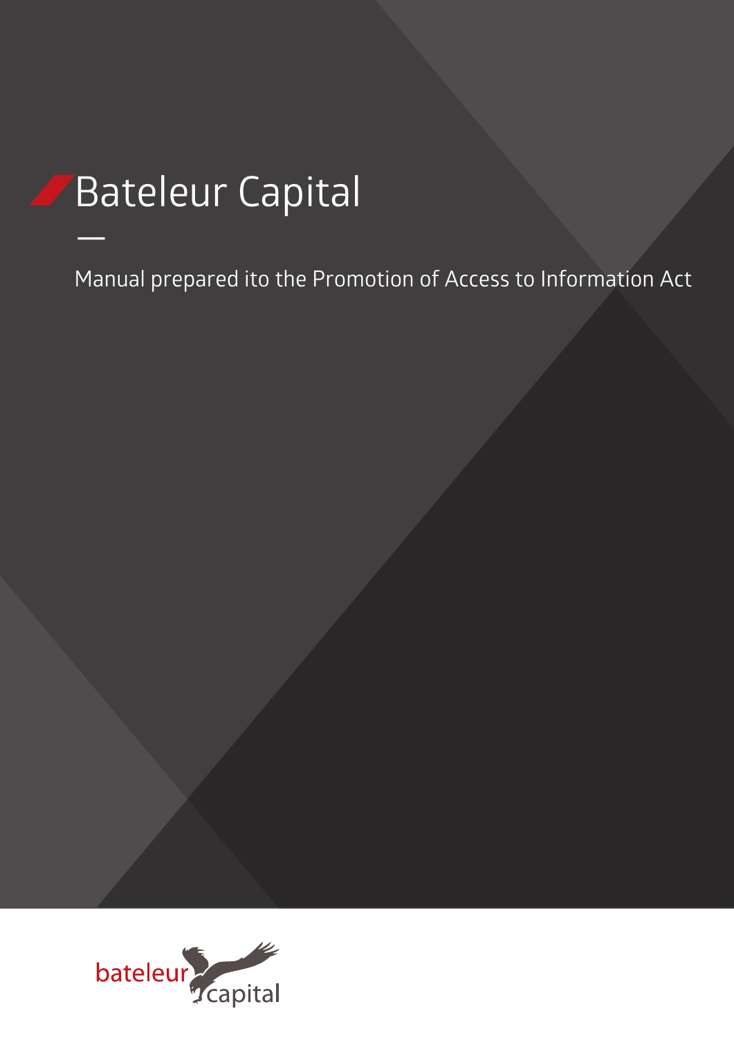# Bateleur Capital

Manual prepared ito the Promotion of Access to Information Act

bateleur capital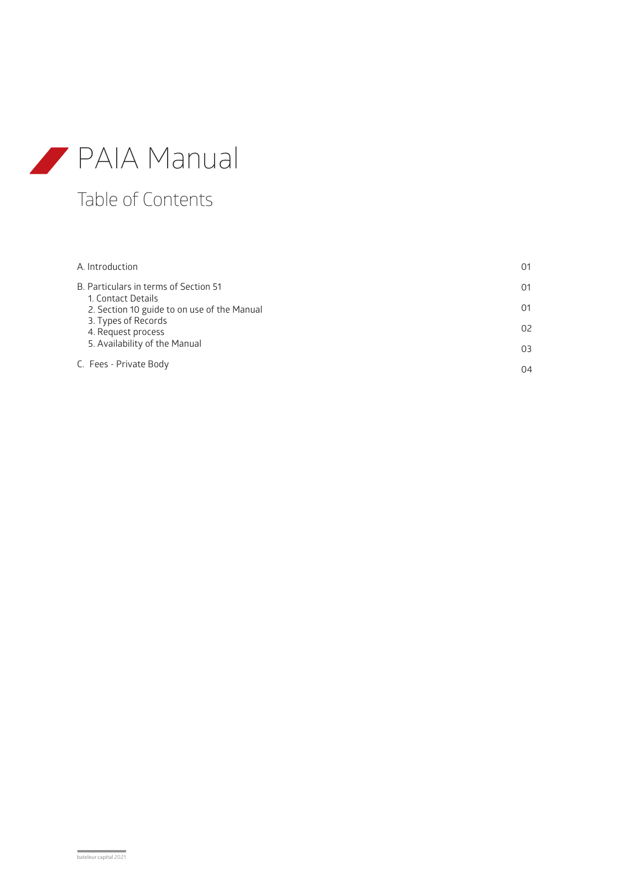# PAIA Manual

## Table of Contents

| | |
|---|---|
| A. Introduction | 01 |
| B. Particulars in terms of Section 51 | 01 |
| 1. Contact Details | |
| 2. Section 10 guide to on use of the Manual | 01 |
| 3. Types of Records | |
| 4. Request process | 02 |
| 5. Availability of the Manual | 03 |
| C. Fees - Private Body | 04 |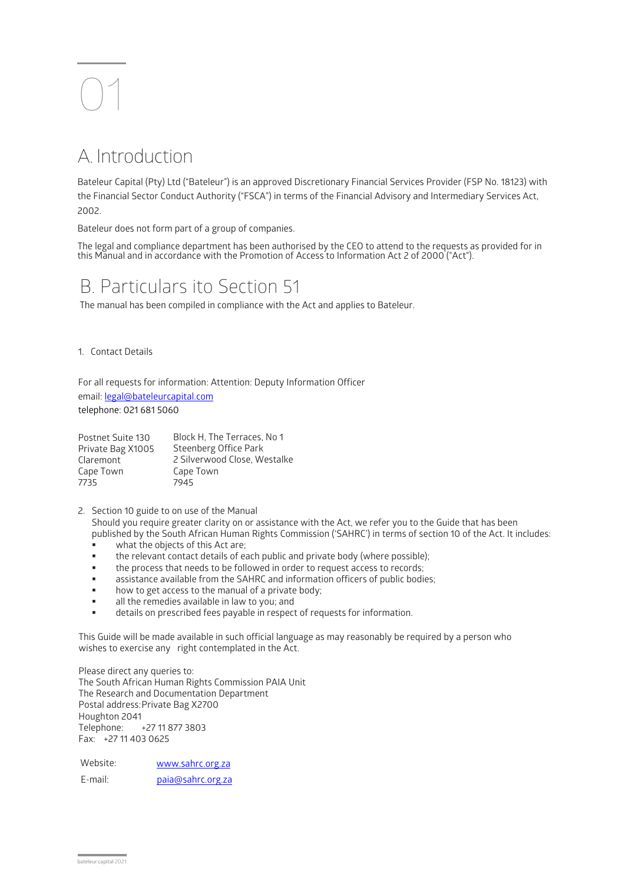01

# A. Introduction

Bateleur Capital (Pty) Ltd ("Bateleur") is an approved Discretionary Financial Services Provider (FSP No. 18123) with the Financial Sector Conduct Authority ("FSCA") in terms of the Financial Advisory and Intermediary Services Act, 2002.

Bateleur does not form part of a group of companies.

The legal and compliance department has been authorised by the CEO to attend to the requests as provided for in this Manual and in accordance with the Promotion of Access to Information Act 2 of 2000 ("Act").

# B. Particulars ito Section 51

The manual has been compiled in compliance with the Act and applies to Bateleur.

1. Contact Details

For all requests for information: Attention: Deputy Information Officer
email: legal@bateleurcapital.com
telephone: 021 681 5060

| | |
|---|---|
| Postnet Suite 130 | Block H, The Terraces, No 1 |
| Private Bag X1005 | Steenberg Office Park |
| Claremont | 2 Silverwood Close, Westalke |
| Cape Town | Cape Town |
| 7735 | 7945 |

2. Section 10 guide to on use of the Manual
   Should you require greater clarity on or assistance with the Act, we refer you to the Guide that has been published by the South African Human Rights Commission ('SAHRC') in terms of section 10 of the Act. It includes:
   - what the objects of this Act are;
   - the relevant contact details of each public and private body (where possible);
   - the process that needs to be followed in order to request access to records;
   - assistance available from the SAHRC and information officers of public bodies;
   - how to get access to the manual of a private body;
   - all the remedies available in law to you; and
   - details on prescribed fees payable in respect of requests for information.

This Guide will be made available in such official language as may reasonably be required by a person who wishes to exercise any right contemplated in the Act.

Please direct any queries to:
The South African Human Rights Commission PAIA Unit
The Research and Documentation Department
Postal address: Private Bag X2700
Houghton 2041
Telephone: +27 11 877 3803
Fax: +27 11 403 0625

Website: www.sahrc.org.za
E-mail: paia@sahrc.org.za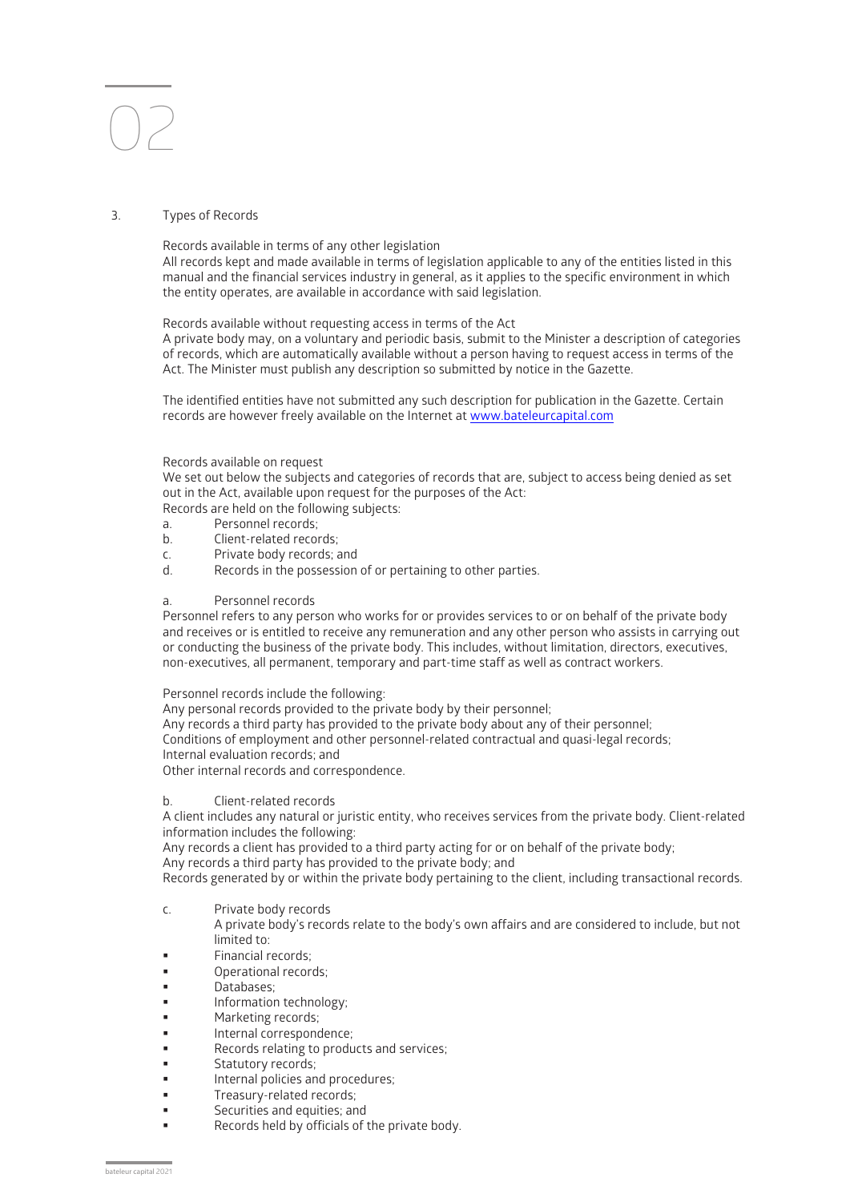# 02

## 3. Types of Records

### Records available in terms of any other legislation

All records kept and made available in terms of legislation applicable to any of the entities listed in this manual and the financial services industry in general, as it applies to the specific environment in which the entity operates, are available in accordance with said legislation.

### Records available without requesting access in terms of the Act

A private body may, on a voluntary and periodic basis, submit to the Minister a description of categories of records, which are automatically available without a person having to request access in terms of the Act. The Minister must publish any description so submitted by notice in the Gazette.

The identified entities have not submitted any such description for publication in the Gazette. Certain records are however freely available on the Internet at [www.bateleurcapital.com](http://www.bateleurcapital.com)

### Records available on request

We set out below the subjects and categories of records that are, subject to access being denied as set out in the Act, available upon request for the purposes of the Act:

Records are held on the following subjects:

a. Personnel records;
b. Client-related records;
c. Private body records; and
d. Records in the possession of or pertaining to other parties.

#### a. Personnel records

Personnel refers to any person who works for or provides services to or on behalf of the private body and receives or is entitled to receive any remuneration and any other person who assists in carrying out or conducting the business of the private body. This includes, without limitation, directors, executives, non-executives, all permanent, temporary and part-time staff as well as contract workers.

Personnel records include the following:

Any personal records provided to the private body by their personnel;
Any records a third party has provided to the private body about any of their personnel;
Conditions of employment and other personnel-related contractual and quasi-legal records;
Internal evaluation records; and
Other internal records and correspondence.

#### b. Client-related records

A client includes any natural or juristic entity, who receives services from the private body. Client-related information includes the following:

Any records a client has provided to a third party acting for or on behalf of the private body;
Any records a third party has provided to the private body; and
Records generated by or within the private body pertaining to the client, including transactional records.

#### c. Private body records

A private body's records relate to the body's own affairs and are considered to include, but not limited to:

- Financial records;
- Operational records;
- Databases;
- Information technology;
- Marketing records;
- Internal correspondence;
- Records relating to products and services;
- Statutory records;
- Internal policies and procedures;
- Treasury-related records;
- Securities and equities; and
- Records held by officials of the private body.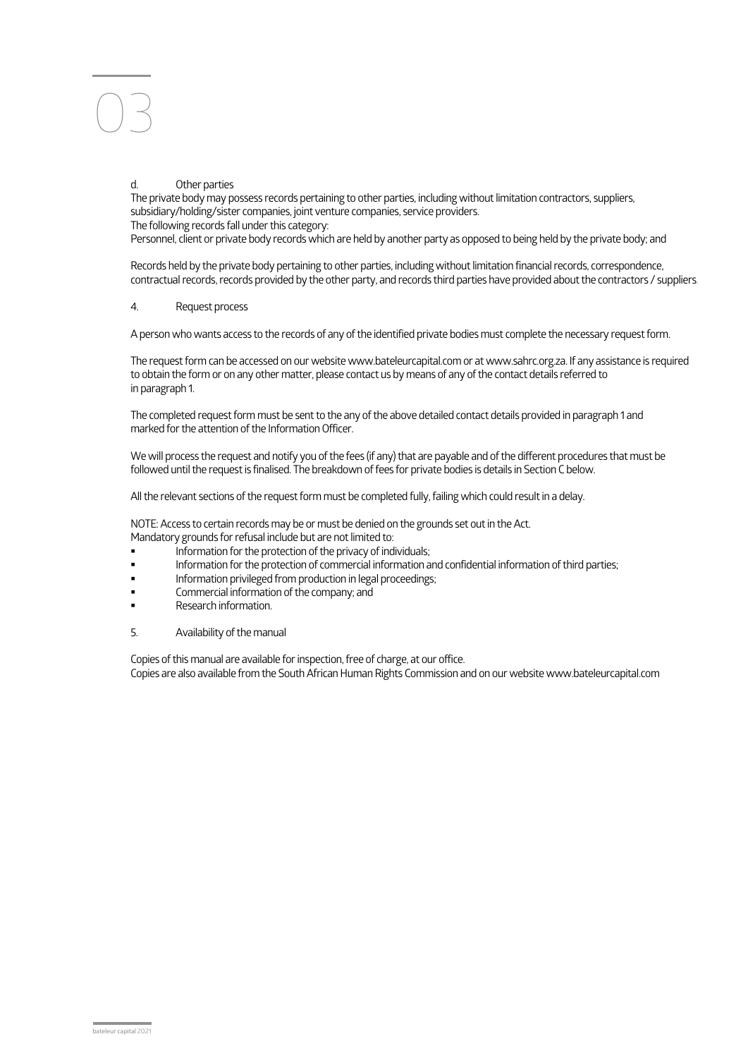# 03

d. Other parties

The private body may possess records pertaining to other parties, including without limitation contractors, suppliers, subsidiary/holding/sister companies, joint venture companies, service providers.

The following records fall under this category:

Personnel, client or private body records which are held by another party as opposed to being held by the private body; and

Records held by the private body pertaining to other parties, including without limitation financial records, correspondence, contractual records, records provided by the other party, and records third parties have provided about the contractors / suppliers.

4. Request process

A person who wants access to the records of any of the identified private bodies must complete the necessary request form.

The request form can be accessed on our website www.bateleurcapital.com or at www.sahrc.org.za. If any assistance is required to obtain the form or on any other matter, please contact us by means of any of the contact details referred to in paragraph 1.

The completed request form must be sent to the any of the above detailed contact details provided in paragraph 1 and marked for the attention of the Information Officer.

We will process the request and notify you of the fees (if any) that are payable and of the different procedures that must be followed until the request is finalised. The breakdown of fees for private bodies is details in Section C below.

All the relevant sections of the request form must be completed fully, failing which could result in a delay.

NOTE: Access to certain records may be or must be denied on the grounds set out in the Act.
Mandatory grounds for refusal include but are not limited to:

- Information for the protection of the privacy of individuals;
- Information for the protection of commercial information and confidential information of third parties;
- Information privileged from production in legal proceedings;
- Commercial information of the company; and
- Research information.

5. Availability of the manual

Copies of this manual are available for inspection, free of charge, at our office.
Copies are also available from the South African Human Rights Commission and on our website www.bateleurcapital.com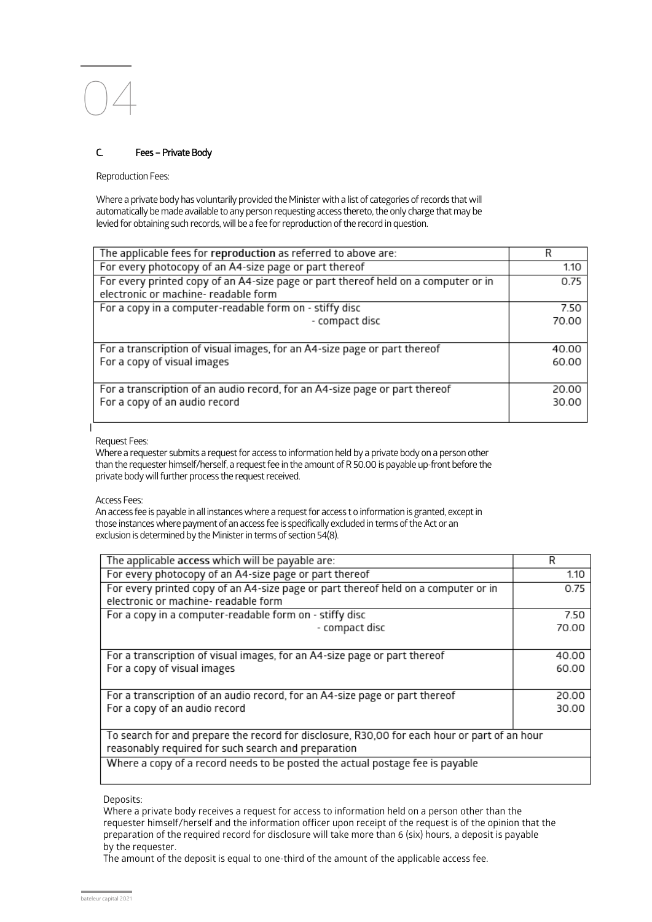# 04

### C. Fees – Private Body

Reproduction Fees:

Where a private body has voluntarily provided the Minister with a list of categories of records that will automatically be made available to any person requesting access thereto, the only charge that may be levied for obtaining such records, will be a fee for reproduction of the record in question.

| The applicable fees for **reproduction** as referred to above are: | R |
|---|---|
| For every photocopy of an A4-size page or part thereof | 1.10 |
| For every printed copy of an A4-size page or part thereof held on a computer or in electronic or machine- readable form | 0.75 |
| For a copy in a computer-readable form on - stiffy disc<br>- compact disc | 7.50<br>70.00 |
| For a transcription of visual images, for an A4-size page or part thereof<br>For a copy of visual images | 40.00<br>60.00 |
| For a transcription of an audio record, for an A4-size page or part thereof<br>For a copy of an audio record | 20.00<br>30.00 |

Request Fees:
Where a requester submits a request for access to information held by a private body on a person other than the requester himself/herself, a request fee in the amount of R 50.00 is payable up-front before the private body will further process the request received.

Access Fees:
An access fee is payable in all instances where a request for access t o information is granted, except in those instances where payment of an access fee is specifically excluded in terms of the Act or an exclusion is determined by the Minister in terms of section 54(8).

| The applicable **access** which will be payable are: | R |
|---|---|
| For every photocopy of an A4-size page or part thereof | 1.10 |
| For every printed copy of an A4-size page or part thereof held on a computer or in electronic or machine- readable form | 0.75 |
| For a copy in a computer-readable form on - stiffy disc<br>- compact disc | 7.50<br>70.00 |
| For a transcription of visual images, for an A4-size page or part thereof<br>For a copy of visual images | 40.00<br>60.00 |
| For a transcription of an audio record, for an A4-size page or part thereof<br>For a copy of an audio record | 20.00<br>30.00 |
| To search for and prepare the record for disclosure, R30,00 for each hour or part of an hour reasonably required for such search and preparation | |
| Where a copy of a record needs to be posted the actual postage fee is payable | |

Deposits:
Where a private body receives a request for access to information held on a person other than the requester himself/herself and the information officer upon receipt of the request is of the opinion that the preparation of the required record for disclosure will take more than 6 (six) hours, a deposit is payable by the requester.
The amount of the deposit is equal to one-third of the amount of the applicable access fee.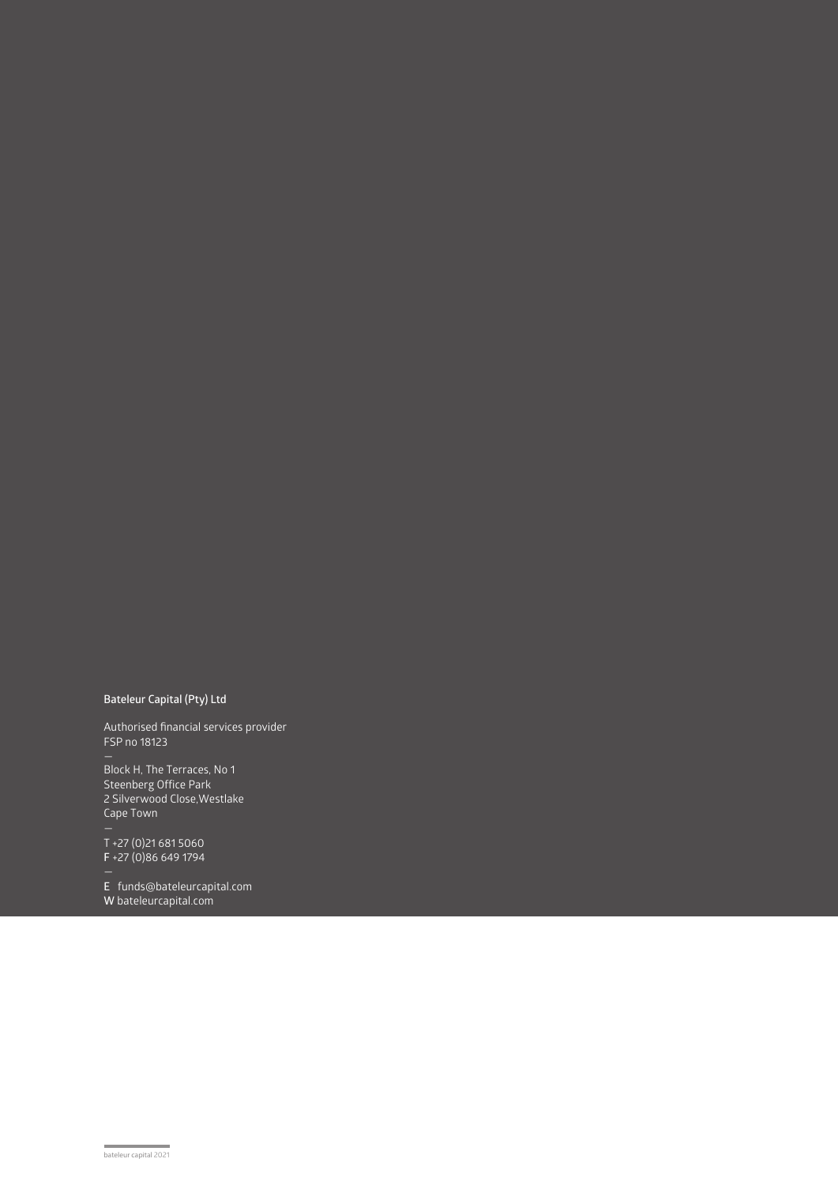**Bateleur Capital (Pty) Ltd**

Authorised financial services provider
FSP no 18123

—

Block H, The Terraces, No 1
Steenberg Office Park
2 Silverwood Close,Westlake
Cape Town

—

T +27 (0)21 681 5060
F +27 (0)86 649 1794

—

E funds@bateleurcapital.com
W bateleurcapital.com